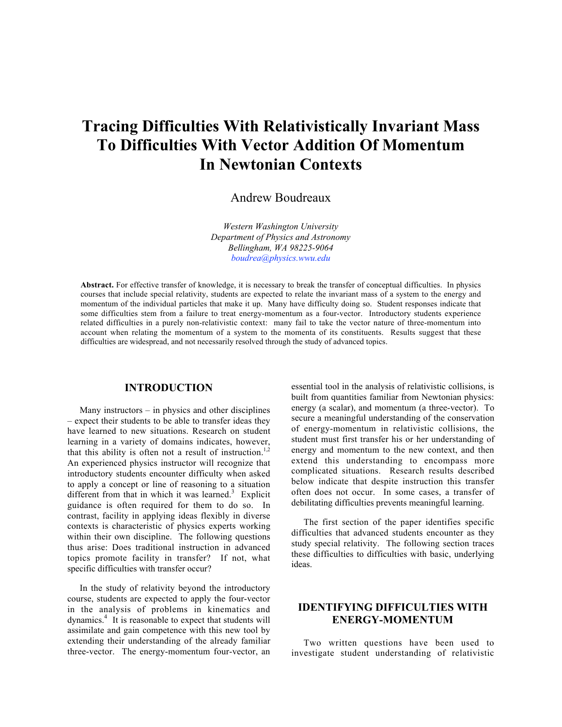# Tracing Difficulties With Relativistically Invariant Mass To Difficulties With Vector Addition Of Momentum In Newtonian Contexts

Andrew Boudreaux

*Western Washington University*
*Department of Physics and Astronomy*
*Bellingham, WA 98225-9064*
*boudrea@physics.wwu.edu*

**Abstract.** For effective transfer of knowledge, it is necessary to break the transfer of conceptual difficulties. In physics courses that include special relativity, students are expected to relate the invariant mass of a system to the energy and momentum of the individual particles that make it up. Many have difficulty doing so. Student responses indicate that some difficulties stem from a failure to treat energy-momentum as a four-vector. Introductory students experience related difficulties in a purely non-relativistic context: many fail to take the vector nature of three-momentum into account when relating the momentum of a system to the momenta of its constituents. Results suggest that these difficulties are widespread, and not necessarily resolved through the study of advanced topics.

## INTRODUCTION

Many instructors – in physics and other disciplines – expect their students to be able to transfer ideas they have learned to new situations. Research on student learning in a variety of domains indicates, however, that this ability is often not a result of instruction.[1,2] An experienced physics instructor will recognize that introductory students encounter difficulty when asked to apply a concept or line of reasoning to a situation different from that in which it was learned.[3] Explicit guidance is often required for them to do so. In contrast, facility in applying ideas flexibly in diverse contexts is characteristic of physics experts working within their own discipline. The following questions thus arise: Does traditional instruction in advanced topics promote facility in transfer? If not, what specific difficulties with transfer occur?

In the study of relativity beyond the introductory course, students are expected to apply the four-vector in the analysis of problems in kinematics and dynamics.[4] It is reasonable to expect that students will assimilate and gain competence with this new tool by extending their understanding of the already familiar three-vector. The energy-momentum four-vector, an essential tool in the analysis of relativistic collisions, is built from quantities familiar from Newtonian physics: energy (a scalar), and momentum (a three-vector). To secure a meaningful understanding of the conservation of energy-momentum in relativistic collisions, the student must first transfer his or her understanding of energy and momentum to the new context, and then extend this understanding to encompass more complicated situations. Research results described below indicate that despite instruction this transfer often does not occur. In some cases, a transfer of debilitating difficulties prevents meaningful learning.

The first section of the paper identifies specific difficulties that advanced students encounter as they study special relativity. The following section traces these difficulties to difficulties with basic, underlying ideas.

## IDENTIFYING DIFFICULTIES WITH ENERGY-MOMENTUM

Two written questions have been used to investigate student understanding of relativistic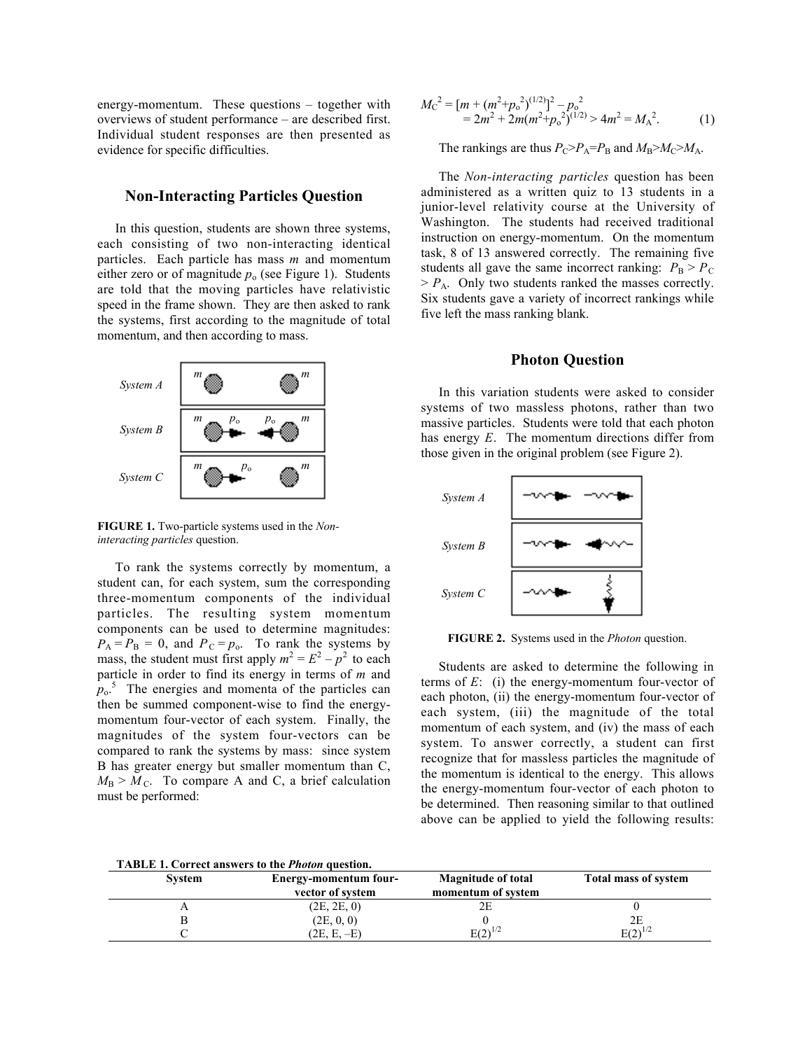energy-momentum. These questions – together with overviews of student performance – are described first. Individual student responses are then presented as evidence for specific difficulties.

## Non-Interacting Particles Question

In this question, students are shown three systems, each consisting of two non-interacting identical particles. Each particle has mass $m$ and momentum either zero or of magnitude $p_o$ (see Figure 1). Students are told that the moving particles have relativistic speed in the frame shown. They are then asked to rank the systems, first according to the magnitude of total momentum, and then according to mass.

FIGURE 1. Two-particle systems used in the *Non-interacting particles* question.

To rank the systems correctly by momentum, a student can, for each system, sum the corresponding three-momentum components of the individual particles. The resulting system momentum components can be used to determine magnitudes: $P_A = P_B = 0$, and $P_C = p_o$. To rank the systems by mass, the student must first apply $m^2 = E^2 - p^2$ to each particle in order to find its energy in terms of $m$ and $p_o$.[5] The energies and momenta of the particles can then be summed component-wise to find the energy-momentum four-vector of each system. Finally, the magnitudes of the system four-vectors can be compared to rank the systems by mass: since system B has greater energy but smaller momentum than C, $M_B > M_C$. To compare A and C, a brief calculation must be performed:

$$\begin{aligned} M_C^2 &= [m + (m^2+p_o^2)^{(1/2)}]^2 - p_o^2 \\ &= 2m^2 + 2m(m^2+p_o^2)^{(1/2)} > 4m^2 = M_A^2. \end{aligned} \qquad (1)$$

The rankings are thus $P_C > P_A = P_B$ and $M_B > M_C > M_A$.

The *Non-interacting particles* question has been administered as a written quiz to 13 students in a junior-level relativity course at the University of Washington. The students had received traditional instruction on energy-momentum. On the momentum task, 8 of 13 answered correctly. The remaining five students all gave the same incorrect ranking: $P_B > P_C > P_A$. Only two students ranked the masses correctly. Six students gave a variety of incorrect rankings while five left the mass ranking blank.

## Photon Question

In this variation students were asked to consider systems of two massless photons, rather than two massive particles. Students were told that each photon has energy $E$. The momentum directions differ from those given in the original problem (see Figure 2).

FIGURE 2. Systems used in the *Photon* question.

Students are asked to determine the following in terms of $E$: (i) the energy-momentum four-vector of each photon, (ii) the energy-momentum four-vector of each system, (iii) the magnitude of the total momentum of each system, and (iv) the mass of each system. To answer correctly, a student can first recognize that for massless particles the magnitude of the momentum is identical to the energy. This allows the energy-momentum four-vector of each photon to be determined. Then reasoning similar to that outlined above can be applied to yield the following results:

**TABLE 1. Correct answers to the *Photon* question.**

| System | Energy-momentum four-vector of system | Magnitude of total momentum of system | Total mass of system |
|---|---|---|---|
| A | (2E, 2E, 0) | 2E | 0 |
| B | (2E, 0, 0) | 0 | 2E |
| C | (2E, E, –E) | $E(2)^{1/2}$ | $E(2)^{1/2}$ |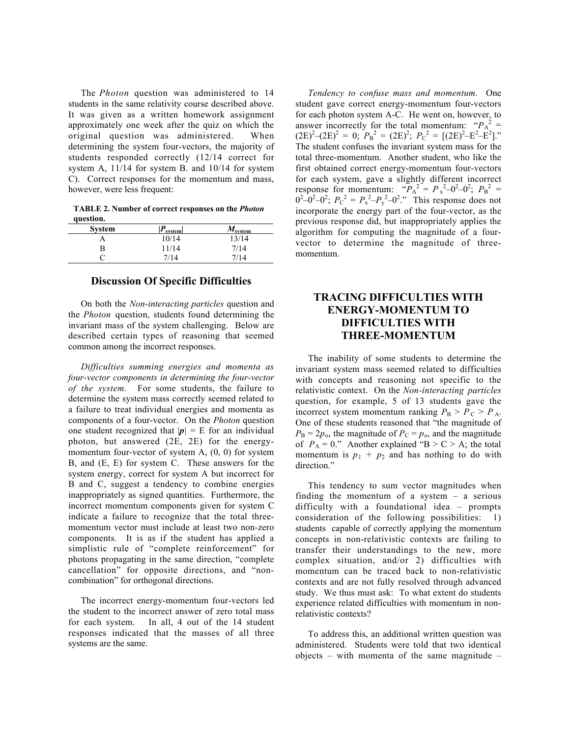The *Photon* question was administered to 14 students in the same relativity course described above. It was given as a written homework assignment approximately one week after the quiz on which the original question was administered. When determining the system four-vectors, the majority of students responded correctly (12/14 correct for system A, 11/14 for system B. and 10/14 for system C). Correct responses for the momentum and mass, however, were less frequent:

**TABLE 2. Number of correct responses on the *Photon* question.**

| System | $\lvert \boldsymbol{P}_{\text{system}} \rvert$ | $M_{\text{system}}$ |
|---|---|---|
| A | 10/14 | 13/14 |
| B | 11/14 | 7/14 |
| C | 7/14 | 7/14 |

## Discussion Of Specific Difficulties

On both the *Non-interacting particles* question and the *Photon* question, students found determining the invariant mass of the system challenging. Below are described certain types of reasoning that seemed common among the incorrect responses.

*Difficulties summing energies and momenta as four-vector components in determining the four-vector of the system.* For some students, the failure to determine the system mass correctly seemed related to a failure to treat individual energies and momenta as components of a four-vector. On the *Photon* question one student recognized that $|\boldsymbol{p}| = E$ for an individual photon, but answered (2E, 2E) for the energy-momentum four-vector of system A, (0, 0) for system B, and (E, E) for system C. These answers for the system energy, correct for system A but incorrect for B and C, suggest a tendency to combine energies inappropriately as signed quantities. Furthermore, the incorrect momentum components given for system C indicate a failure to recognize that the total three-momentum vector must include at least two non-zero components. It is as if the student has applied a simplistic rule of "complete reinforcement" for photons propagating in the same direction, "complete cancellation" for opposite directions, and "non-combination" for orthogonal directions.

The incorrect energy-momentum four-vectors led the student to the incorrect answer of zero total mass for each system. In all, 4 out of the 14 student responses indicated that the masses of all three systems are the same.

*Tendency to confuse mass and momentum.* One student gave correct energy-momentum four-vectors for each photon system A-C. He went on, however, to answer incorrectly for the total momentum: "$P_A^2 = (2E)^2 - (2E)^2 = 0$; $P_B^2 = (2E)^2$; $P_C^2 = [(2E)^2 - E^2 - E^2]$." The student confuses the invariant system mass for the total three-momentum. Another student, who like the first obtained correct energy-momentum four-vectors for each system, gave a slightly different incorrect response for momentum: "$P_A^2 = P_x^2 - 0^2 - 0^2$; $P_B^2 = 0^2 - 0^2 - 0^2$; $P_C^2 = P_x^2 - P_y^2 - 0^2$." This response does not incorporate the energy part of the four-vector, as the previous response did, but inappropriately applies the algorithm for computing the magnitude of a four-vector to determine the magnitude of three-momentum.

## TRACING DIFFICULTIES WITH ENERGY-MOMENTUM TO DIFFICULTIES WITH THREE-MOMENTUM

The inability of some students to determine the invariant system mass seemed related to difficulties with concepts and reasoning not specific to the relativistic context. On the *Non-interacting particles* question, for example, 5 of 13 students gave the incorrect system momentum ranking $P_B > P_C > P_A$. One of these students reasoned that "the magnitude of $P_B = 2p_o$, the magnitude of $P_C = p_o$, and the magnitude of $P_A = 0$." Another explained "B > C > A; the total momentum is $p_1 + p_2$ and has nothing to do with direction."

This tendency to sum vector magnitudes when finding the momentum of a system – a serious difficulty with a foundational idea – prompts consideration of the following possibilities: 1) students capable of correctly applying the momentum concepts in non-relativistic contexts are failing to transfer their understandings to the new, more complex situation, and/or 2) difficulties with momentum can be traced back to non-relativistic contexts and are not fully resolved through advanced study. We thus must ask: To what extent do students experience related difficulties with momentum in non-relativistic contexts?

To address this, an additional written question was administered. Students were told that two identical objects – with momenta of the same magnitude –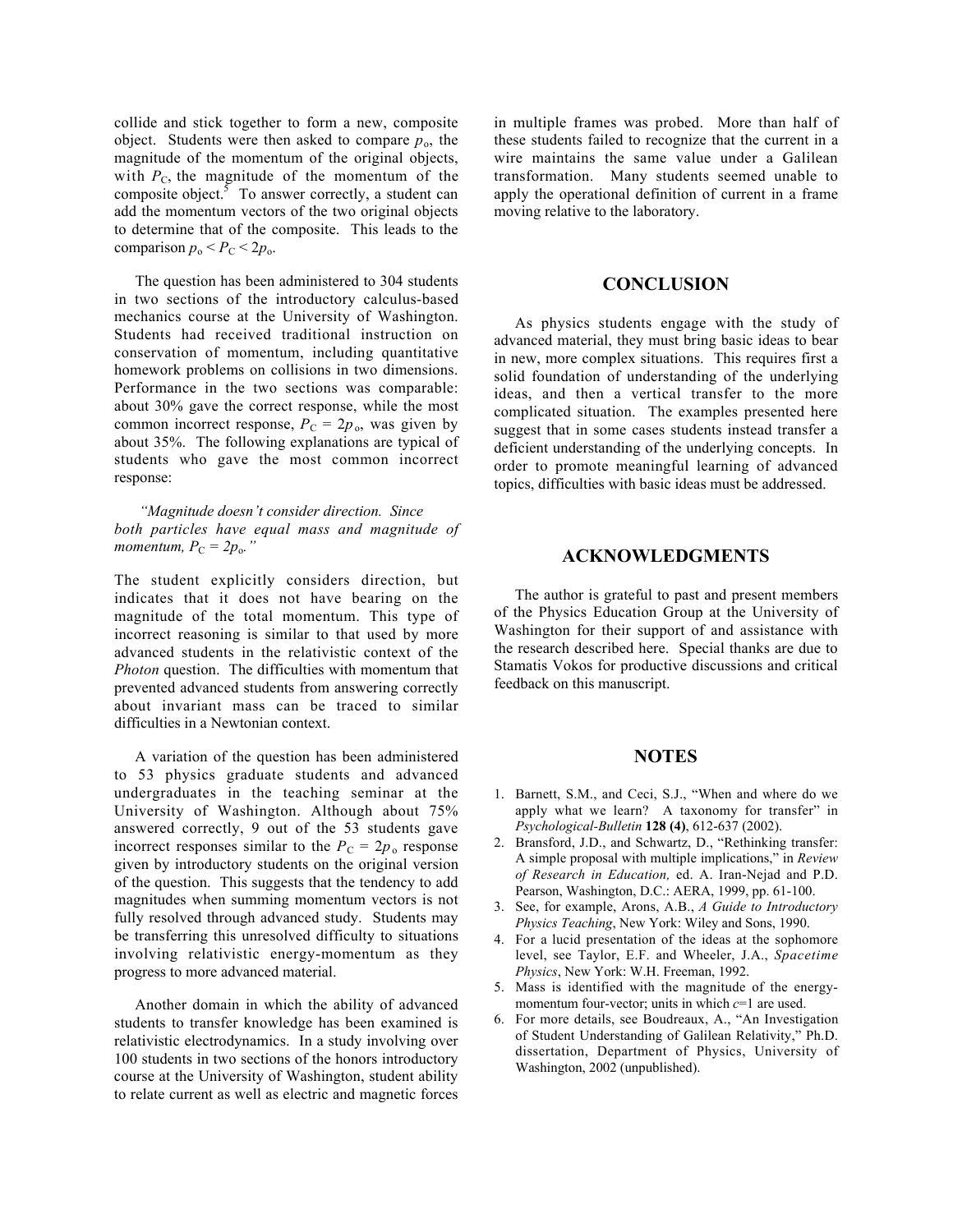collide and stick together to form a new, composite object. Students were then asked to compare $p_o$, the magnitude of the momentum of the original objects, with $P_C$, the magnitude of the momentum of the composite object.[5] To answer correctly, a student can add the momentum vectors of the two original objects to determine that of the composite. This leads to the comparison $p_o < P_C < 2p_o$.

The question has been administered to 304 students in two sections of the introductory calculus-based mechanics course at the University of Washington. Students had received traditional instruction on conservation of momentum, including quantitative homework problems on collisions in two dimensions. Performance in the two sections was comparable: about 30% gave the correct response, while the most common incorrect response, $P_C = 2p_o$, was given by about 35%. The following explanations are typical of students who gave the most common incorrect response:

*"Magnitude doesn't consider direction. Since both particles have equal mass and magnitude of momentum, $P_C = 2p_o$."*

The student explicitly considers direction, but indicates that it does not have bearing on the magnitude of the total momentum. This type of incorrect reasoning is similar to that used by more advanced students in the relativistic context of the *Photon* question. The difficulties with momentum that prevented advanced students from answering correctly about invariant mass can be traced to similar difficulties in a Newtonian context.

A variation of the question has been administered to 53 physics graduate students and advanced undergraduates in the teaching seminar at the University of Washington. Although about 75% answered correctly, 9 out of the 53 students gave incorrect responses similar to the $P_C = 2p_o$ response given by introductory students on the original version of the question. This suggests that the tendency to add magnitudes when summing momentum vectors is not fully resolved through advanced study. Students may be transferring this unresolved difficulty to situations involving relativistic energy-momentum as they progress to more advanced material.

Another domain in which the ability of advanced students to transfer knowledge has been examined is relativistic electrodynamics. In a study involving over 100 students in two sections of the honors introductory course at the University of Washington, student ability to relate current as well as electric and magnetic forces in multiple frames was probed. More than half of these students failed to recognize that the current in a wire maintains the same value under a Galilean transformation. Many students seemed unable to apply the operational definition of current in a frame moving relative to the laboratory.

## CONCLUSION

As physics students engage with the study of advanced material, they must bring basic ideas to bear in new, more complex situations. This requires first a solid foundation of understanding of the underlying ideas, and then a vertical transfer to the more complicated situation. The examples presented here suggest that in some cases students instead transfer a deficient understanding of the underlying concepts. In order to promote meaningful learning of advanced topics, difficulties with basic ideas must be addressed.

## ACKNOWLEDGMENTS

The author is grateful to past and present members of the Physics Education Group at the University of Washington for their support of and assistance with the research described here. Special thanks are due to Stamatis Vokos for productive discussions and critical feedback on this manuscript.

## NOTES

1. Barnett, S.M., and Ceci, S.J., "When and where do we apply what we learn? A taxonomy for transfer" in *Psychological-Bulletin* **128 (4)**, 612-637 (2002).
2. Bransford, J.D., and Schwartz, D., "Rethinking transfer: A simple proposal with multiple implications," in *Review of Research in Education,* ed. A. Iran-Nejad and P.D. Pearson, Washington, D.C.: AERA, 1999, pp. 61-100.
3. See, for example, Arons, A.B., *A Guide to Introductory Physics Teaching*, New York: Wiley and Sons, 1990.
4. For a lucid presentation of the ideas at the sophomore level, see Taylor, E.F. and Wheeler, J.A., *Spacetime Physics*, New York: W.H. Freeman, 1992.
5. Mass is identified with the magnitude of the energy-momentum four-vector; units in which $c$=1 are used.
6. For more details, see Boudreaux, A., "An Investigation of Student Understanding of Galilean Relativity," Ph.D. dissertation, Department of Physics, University of Washington, 2002 (unpublished).